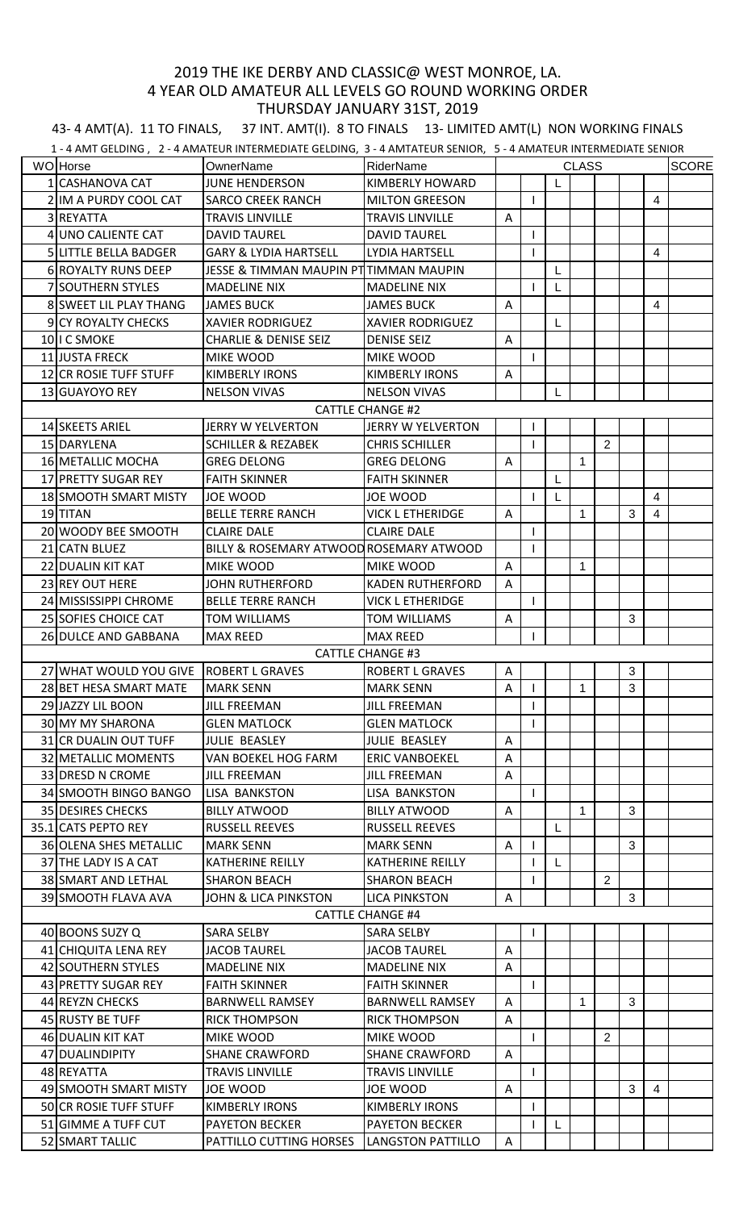# 2019 THE IKE DERBY AND CLASSIC@ WEST MONROE, LA.

## 4 YEAR OLD AMATEUR ALL LEVELS GO ROUND WORKING ORDER

## THURSDAY JANUARY 31ST, 2019

43- 4 AMT(A). 11 TO FINALS, 37 INT. AMT(I). 8 TO FINALS 13- LIMITED AMT(L) NON WORKING FINALS

1 - 4 AMT GELDING , 2 - 4 AMATEUR INTERMEDIATE GELDING, 3 - 4 AMTATEUR SENIOR, 5 - 4 AMATEUR INTERMEDIATE SENIOR

| WO | Horse | OwnerName | RiderName | CLASS | | | | | | | SCORE |
|---|---|---|---|---|---|---|---|---|---|---|---|
| 1 | CASHANOVA CAT | JUNE HENDERSON | KIMBERLY HOWARD | | | L | | | | | |
| 2 | IM A PURDY COOL CAT | SARCO CREEK RANCH | MILTON GREESON | | I | | | | | 4 | |
| 3 | REYATTA | TRAVIS LINVILLE | TRAVIS LINVILLE | A | | | | | | | |
| 4 | UNO CALIENTE CAT | DAVID TAUREL | DAVID TAUREL | | I | | | | | | |
| 5 | LITTLE BELLA BADGER | GARY & LYDIA HARTSELL | LYDIA HARTSELL | | I | | | | | 4 | |
| 6 | ROYALTY RUNS DEEP | JESSE & TIMMAN MAUPIN PT | TIMMAN MAUPIN | | | L | | | | | |
| 7 | SOUTHERN STYLES | MADELINE NIX | MADELINE NIX | | I | L | | | | | |
| 8 | SWEET LIL PLAY THANG | JAMES BUCK | JAMES BUCK | A | | | | | | 4 | |
| 9 | CY ROYALTY CHECKS | XAVIER RODRIGUEZ | XAVIER RODRIGUEZ | | | L | | | | | |
| 10 | I C SMOKE | CHARLIE & DENISE SEIZ | DENISE SEIZ | A | | | | | | | |
| 11 | JUSTA FRECK | MIKE WOOD | MIKE WOOD | | I | | | | | | |
| 12 | CR ROSIE TUFF STUFF | KIMBERLY IRONS | KIMBERLY IRONS | A | | | | | | | |
| 13 | GUAYOYO REY | NELSON VIVAS | NELSON VIVAS | | | L | | | | | |
| | | CATTLE CHANGE #2 | | | | | | | | | |
| 14 | SKEETS ARIEL | JERRY W YELVERTON | JERRY W YELVERTON | | I | | | | | | |
| 15 | DARYLENA | SCHILLER & REZABEK | CHRIS SCHILLER | | I | | | 2 | | | |
| 16 | METALLIC MOCHA | GREG DELONG | GREG DELONG | A | | | 1 | | | | |
| 17 | PRETTY SUGAR REY | FAITH SKINNER | FAITH SKINNER | | | L | | | | | |
| 18 | SMOOTH SMART MISTY | JOE WOOD | JOE WOOD | | I | L | | | | 4 | |
| 19 | TITAN | BELLE TERRE RANCH | VICK L ETHERIDGE | A | | | 1 | | 3 | 4 | |
| 20 | WOODY BEE SMOOTH | CLAIRE DALE | CLAIRE DALE | | I | | | | | | |
| 21 | CATN BLUEZ | BILLY & ROSEMARY ATWOOD | ROSEMARY ATWOOD | | I | | | | | | |
| 22 | DUALIN KIT KAT | MIKE WOOD | MIKE WOOD | A | | | 1 | | | | |
| 23 | REY OUT HERE | JOHN RUTHERFORD | KADEN RUTHERFORD | A | | | | | | | |
| 24 | MISSISSIPPI CHROME | BELLE TERRE RANCH | VICK L ETHERIDGE | | I | | | | | | |
| 25 | SOFIES CHOICE CAT | TOM WILLIAMS | TOM WILLIAMS | A | | | | | 3 | | |
| 26 | DULCE AND GABBANA | MAX REED | MAX REED | | I | | | | | | |
| | | CATTLE CHANGE #3 | | | | | | | | | |
| 27 | WHAT WOULD YOU GIVE | ROBERT L GRAVES | ROBERT L GRAVES | A | | | | | 3 | | |
| 28 | BET HESA SMART MATE | MARK SENN | MARK SENN | A | I | | 1 | | 3 | | |
| 29 | JAZZY LIL BOON | JILL FREEMAN | JILL FREEMAN | | I | | | | | | |
| 30 | MY MY SHARONA | GLEN MATLOCK | GLEN MATLOCK | | I | | | | | | |
| 31 | CR DUALIN OUT TUFF | JULIE BEASLEY | JULIE BEASLEY | A | | | | | | | |
| 32 | METALLIC MOMENTS | VAN BOEKEL HOG FARM | ERIC VANBOEKEL | A | | | | | | | |
| 33 | DRESD N CROME | JILL FREEMAN | JILL FREEMAN | A | | | | | | | |
| 34 | SMOOTH BINGO BANGO | LISA BANKSTON | LISA BANKSTON | | I | | | | | | |
| 35 | DESIRES CHECKS | BILLY ATWOOD | BILLY ATWOOD | A | | | 1 | | 3 | | |
| 35.1 | CATS PEPTO REY | RUSSELL REEVES | RUSSELL REEVES | | | L | | | | | |
| 36 | OLENA SHES METALLIC | MARK SENN | MARK SENN | A | I | | | | 3 | | |
| 37 | THE LADY IS A CAT | KATHERINE REILLY | KATHERINE REILLY | | I | L | | | | | |
| 38 | SMART AND LETHAL | SHARON BEACH | SHARON BEACH | | I | | | 2 | | | |
| 39 | SMOOTH FLAVA AVA | JOHN & LICA PINKSTON | LICA PINKSTON | A | | | | | 3 | | |
| | | CATTLE CHANGE #4 | | | | | | | | | |
| 40 | BOONS SUZY Q | SARA SELBY | SARA SELBY | | I | | | | | | |
| 41 | CHIQUITA LENA REY | JACOB TAUREL | JACOB TAUREL | A | | | | | | | |
| 42 | SOUTHERN STYLES | MADELINE NIX | MADELINE NIX | A | | | | | | | |
| 43 | PRETTY SUGAR REY | FAITH SKINNER | FAITH SKINNER | | I | | | | | | |
| 44 | REYZN CHECKS | BARNWELL RAMSEY | BARNWELL RAMSEY | A | | | 1 | | 3 | | |
| 45 | RUSTY BE TUFF | RICK THOMPSON | RICK THOMPSON | A | | | | | | | |
| 46 | DUALIN KIT KAT | MIKE WOOD | MIKE WOOD | | I | | | 2 | | | |
| 47 | DUALINDIPITY | SHANE CRAWFORD | SHANE CRAWFORD | A | | | | | | | |
| 48 | REYATTA | TRAVIS LINVILLE | TRAVIS LINVILLE | | I | | | | | | |
| 49 | SMOOTH SMART MISTY | JOE WOOD | JOE WOOD | A | | | | | 3 | 4 | |
| 50 | CR ROSIE TUFF STUFF | KIMBERLY IRONS | KIMBERLY IRONS | | I | | | | | | |
| 51 | GIMME A TUFF CUT | PAYETON BECKER | PAYETON BECKER | | I | L | | | | | |
| 52 | SMART TALLIC | PATTILLO CUTTING HORSES | LANGSTON PATTILLO | A | | | | | | | |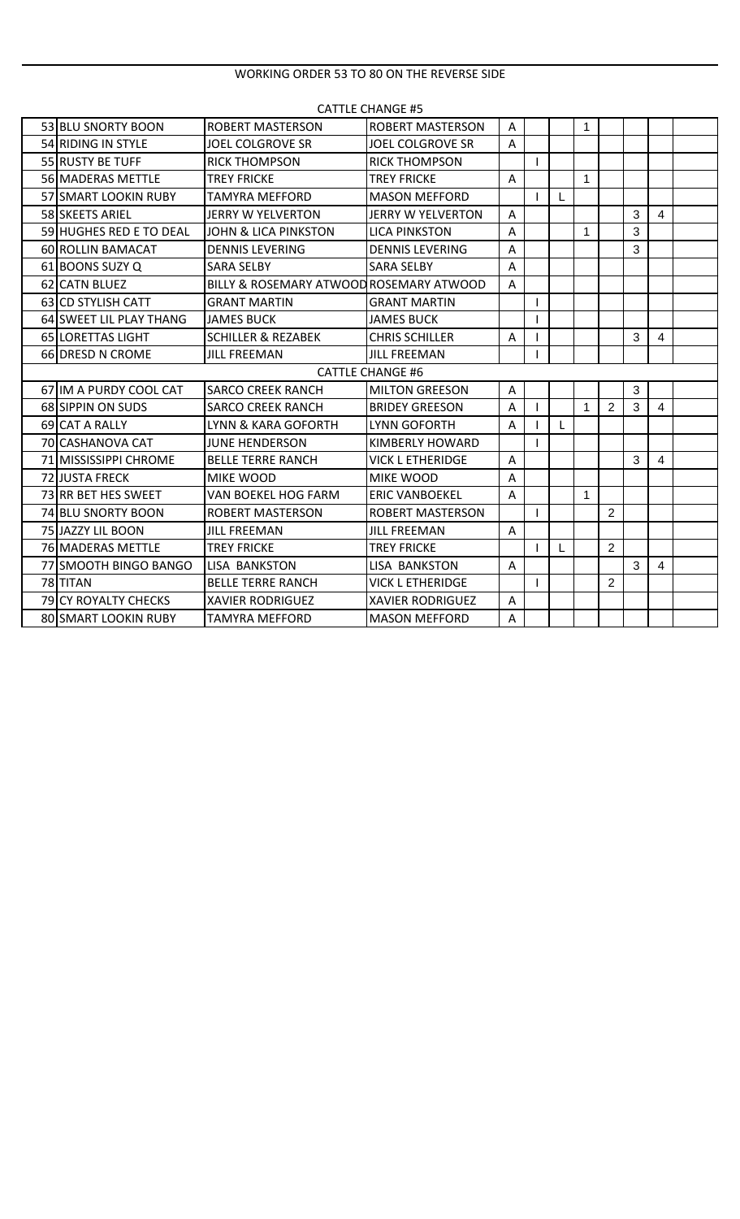WORKING ORDER 53 TO 80 ON THE REVERSE SIDE

| | | | | | | | | | | | | |
|---|---|---|---|---|---|---|---|---|---|---|---|---|
| CATTLE CHANGE #5 | | | | | | | | | | | | |
| 53 | BLU SNORTY BOON | ROBERT MASTERSON | ROBERT MASTERSON | A | | | 1 | | | | | |
| 54 | RIDING IN STYLE | JOEL COLGROVE SR | JOEL COLGROVE SR | A | | | | | | | | |
| 55 | RUSTY BE TUFF | RICK THOMPSON | RICK THOMPSON | | I | | | | | | | |
| 56 | MADERAS METTLE | TREY FRICKE | TREY FRICKE | A | | | 1 | | | | | |
| 57 | SMART LOOKIN RUBY | TAMYRA MEFFORD | MASON MEFFORD | | I | L | | | | | | |
| 58 | SKEETS ARIEL | JERRY W YELVERTON | JERRY W YELVERTON | A | | | | | 3 | 4 | | |
| 59 | HUGHES RED E TO DEAL | JOHN & LICA PINKSTON | LICA PINKSTON | A | | | 1 | | 3 | | | |
| 60 | ROLLIN BAMACAT | DENNIS LEVERING | DENNIS LEVERING | A | | | | | 3 | | | |
| 61 | BOONS SUZY Q | SARA SELBY | SARA SELBY | A | | | | | | | | |
| 62 | CATN BLUEZ | BILLY & ROSEMARY ATWOOD | ROSEMARY ATWOOD | A | | | | | | | | |
| 63 | CD STYLISH CATT | GRANT MARTIN | GRANT MARTIN | | I | | | | | | | |
| 64 | SWEET LIL PLAY THANG | JAMES BUCK | JAMES BUCK | | I | | | | | | | |
| 65 | LORETTAS LIGHT | SCHILLER & REZABEK | CHRIS SCHILLER | A | I | | | | 3 | 4 | | |
| 66 | DRESD N CROME | JILL FREEMAN | JILL FREEMAN | | I | | | | | | | |
| CATTLE CHANGE #6 | | | | | | | | | | | | |
| 67 | IM A PURDY COOL CAT | SARCO CREEK RANCH | MILTON GREESON | A | | | | | 3 | | | |
| 68 | SIPPIN ON SUDS | SARCO CREEK RANCH | BRIDEY GREESON | A | I | | 1 | 2 | 3 | 4 | | |
| 69 | CAT A RALLY | LYNN & KARA GOFORTH | LYNN GOFORTH | A | I | L | | | | | | |
| 70 | CASHANOVA CAT | JUNE HENDERSON | KIMBERLY HOWARD | | I | | | | | | | |
| 71 | MISSISSIPPI CHROME | BELLE TERRE RANCH | VICK L ETHERIDGE | A | | | | | 3 | 4 | | |
| 72 | JUSTA FRECK | MIKE WOOD | MIKE WOOD | A | | | | | | | | |
| 73 | RR BET HES SWEET | VAN BOEKEL HOG FARM | ERIC VANBOEKEL | A | | | 1 | | | | | |
| 74 | BLU SNORTY BOON | ROBERT MASTERSON | ROBERT MASTERSON | | I | | | 2 | | | | |
| 75 | JAZZY LIL BOON | JILL FREEMAN | JILL FREEMAN | A | | | | | | | | |
| 76 | MADERAS METTLE | TREY FRICKE | TREY FRICKE | | I | L | | 2 | | | | |
| 77 | SMOOTH BINGO BANGO | LISA BANKSTON | LISA BANKSTON | A | | | | | 3 | 4 | | |
| 78 | TITAN | BELLE TERRE RANCH | VICK L ETHERIDGE | | I | | | 2 | | | | |
| 79 | CY ROYALTY CHECKS | XAVIER RODRIGUEZ | XAVIER RODRIGUEZ | A | | | | | | | | |
| 80 | SMART LOOKIN RUBY | TAMYRA MEFFORD | MASON MEFFORD | A | | | | | | | | |